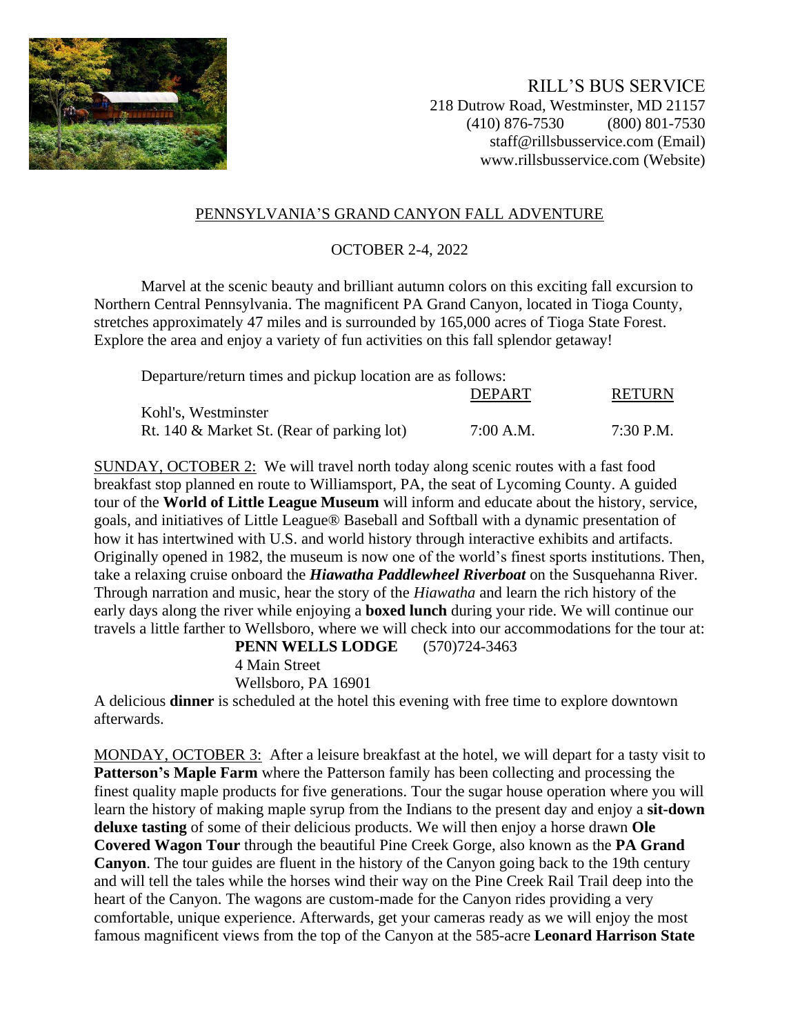RILL'S BUS SERVICE
218 Dutrow Road, Westminster, MD 21157
(410) 876-7530 (800) 801-7530
staff@rillsbusservice.com (Email)
www.rillsbusservice.com (Website)

## PENNSYLVANIA'S GRAND CANYON FALL ADVENTURE

OCTOBER 2-4, 2022

Marvel at the scenic beauty and brilliant autumn colors on this exciting fall excursion to Northern Central Pennsylvania. The magnificent PA Grand Canyon, located in Tioga County, stretches approximately 47 miles and is surrounded by 165,000 acres of Tioga State Forest. Explore the area and enjoy a variety of fun activities on this fall splendor getaway!

Departure/return times and pickup location are as follows:

| | DEPART | RETURN |
|---|---|---|
| Kohl's, Westminster<br>Rt. 140 & Market St. (Rear of parking lot) | 7:00 A.M. | 7:30 P.M. |

SUNDAY, OCTOBER 2: We will travel north today along scenic routes with a fast food breakfast stop planned en route to Williamsport, PA, the seat of Lycoming County. A guided tour of the **World of Little League Museum** will inform and educate about the history, service, goals, and initiatives of Little League® Baseball and Softball with a dynamic presentation of how it has intertwined with U.S. and world history through interactive exhibits and artifacts. Originally opened in 1982, the museum is now one of the world's finest sports institutions. Then, take a relaxing cruise onboard the ***Hiawatha Paddlewheel Riverboat*** on the Susquehanna River. Through narration and music, hear the story of the *Hiawatha* and learn the rich history of the early days along the river while enjoying a **boxed lunch** during your ride. We will continue our travels a little farther to Wellsboro, where we will check into our accommodations for the tour at:

**PENN WELLS LODGE** (570)724-3463
4 Main Street
Wellsboro, PA 16901

A delicious **dinner** is scheduled at the hotel this evening with free time to explore downtown afterwards.

MONDAY, OCTOBER 3: After a leisure breakfast at the hotel, we will depart for a tasty visit to **Patterson's Maple Farm** where the Patterson family has been collecting and processing the finest quality maple products for five generations. Tour the sugar house operation where you will learn the history of making maple syrup from the Indians to the present day and enjoy a **sit-down deluxe tasting** of some of their delicious products. We will then enjoy a horse drawn **Ole Covered Wagon Tour** through the beautiful Pine Creek Gorge, also known as the **PA Grand Canyon**. The tour guides are fluent in the history of the Canyon going back to the 19th century and will tell the tales while the horses wind their way on the Pine Creek Rail Trail deep into the heart of the Canyon. The wagons are custom-made for the Canyon rides providing a very comfortable, unique experience. Afterwards, get your cameras ready as we will enjoy the most famous magnificent views from the top of the Canyon at the 585-acre **Leonard Harrison State**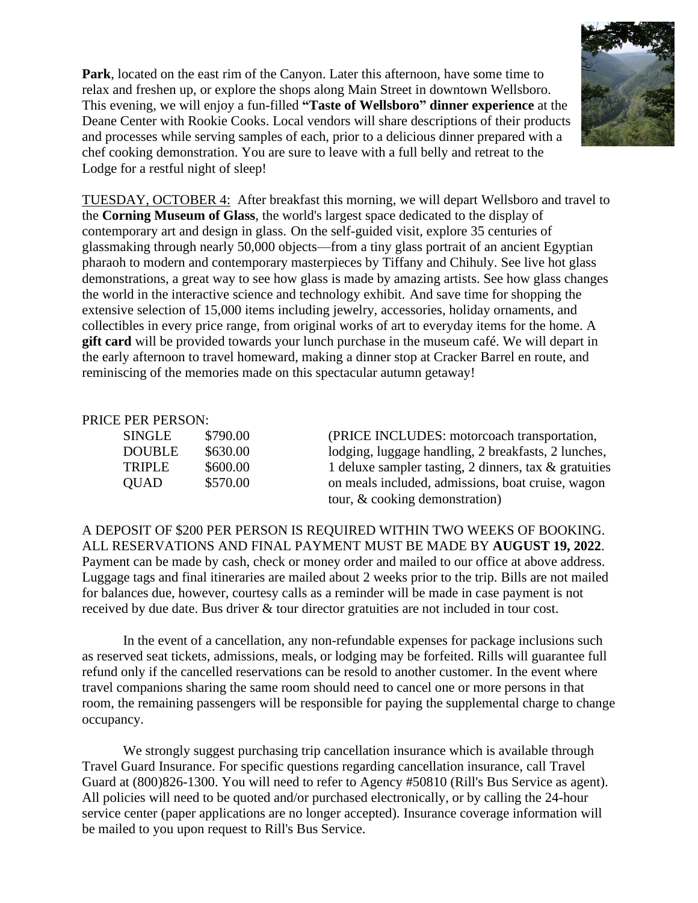**Park**, located on the east rim of the Canyon. Later this afternoon, have some time to relax and freshen up, or explore the shops along Main Street in downtown Wellsboro. This evening, we will enjoy a fun-filled **"Taste of Wellsboro" dinner experience** at the Deane Center with Rookie Cooks. Local vendors will share descriptions of their products and processes while serving samples of each, prior to a delicious dinner prepared with a chef cooking demonstration. You are sure to leave with a full belly and retreat to the Lodge for a restful night of sleep!

TUESDAY, OCTOBER 4: After breakfast this morning, we will depart Wellsboro and travel to the **Corning Museum of Glass**, the world's largest space dedicated to the display of contemporary art and design in glass. On the self-guided visit, explore 35 centuries of glassmaking through nearly 50,000 objects—from a tiny glass portrait of an ancient Egyptian pharaoh to modern and contemporary masterpieces by Tiffany and Chihuly. See live hot glass demonstrations, a great way to see how glass is made by amazing artists. See how glass changes the world in the interactive science and technology exhibit. And save time for shopping the extensive selection of 15,000 items including jewelry, accessories, holiday ornaments, and collectibles in every price range, from original works of art to everyday items for the home. A **gift card** will be provided towards your lunch purchase in the museum café. We will depart in the early afternoon to travel homeward, making a dinner stop at Cracker Barrel en route, and reminiscing of the memories made on this spectacular autumn getaway!

PRICE PER PERSON:

| | |
|---|---|
| SINGLE | $790.00 |
| DOUBLE | $630.00 |
| TRIPLE | $600.00 |
| QUAD | $570.00 |

(PRICE INCLUDES: motorcoach transportation, lodging, luggage handling, 2 breakfasts, 2 lunches, 1 deluxe sampler tasting, 2 dinners, tax & gratuities on meals included, admissions, boat cruise, wagon tour, & cooking demonstration)

A DEPOSIT OF $200 PER PERSON IS REQUIRED WITHIN TWO WEEKS OF BOOKING. ALL RESERVATIONS AND FINAL PAYMENT MUST BE MADE BY **AUGUST 19, 2022**. Payment can be made by cash, check or money order and mailed to our office at above address. Luggage tags and final itineraries are mailed about 2 weeks prior to the trip. Bills are not mailed for balances due, however, courtesy calls as a reminder will be made in case payment is not received by due date. Bus driver & tour director gratuities are not included in tour cost.

In the event of a cancellation, any non-refundable expenses for package inclusions such as reserved seat tickets, admissions, meals, or lodging may be forfeited. Rills will guarantee full refund only if the cancelled reservations can be resold to another customer. In the event where travel companions sharing the same room should need to cancel one or more persons in that room, the remaining passengers will be responsible for paying the supplemental charge to change occupancy.

We strongly suggest purchasing trip cancellation insurance which is available through Travel Guard Insurance. For specific questions regarding cancellation insurance, call Travel Guard at (800)826-1300. You will need to refer to Agency #50810 (Rill's Bus Service as agent). All policies will need to be quoted and/or purchased electronically, or by calling the 24-hour service center (paper applications are no longer accepted). Insurance coverage information will be mailed to you upon request to Rill's Bus Service.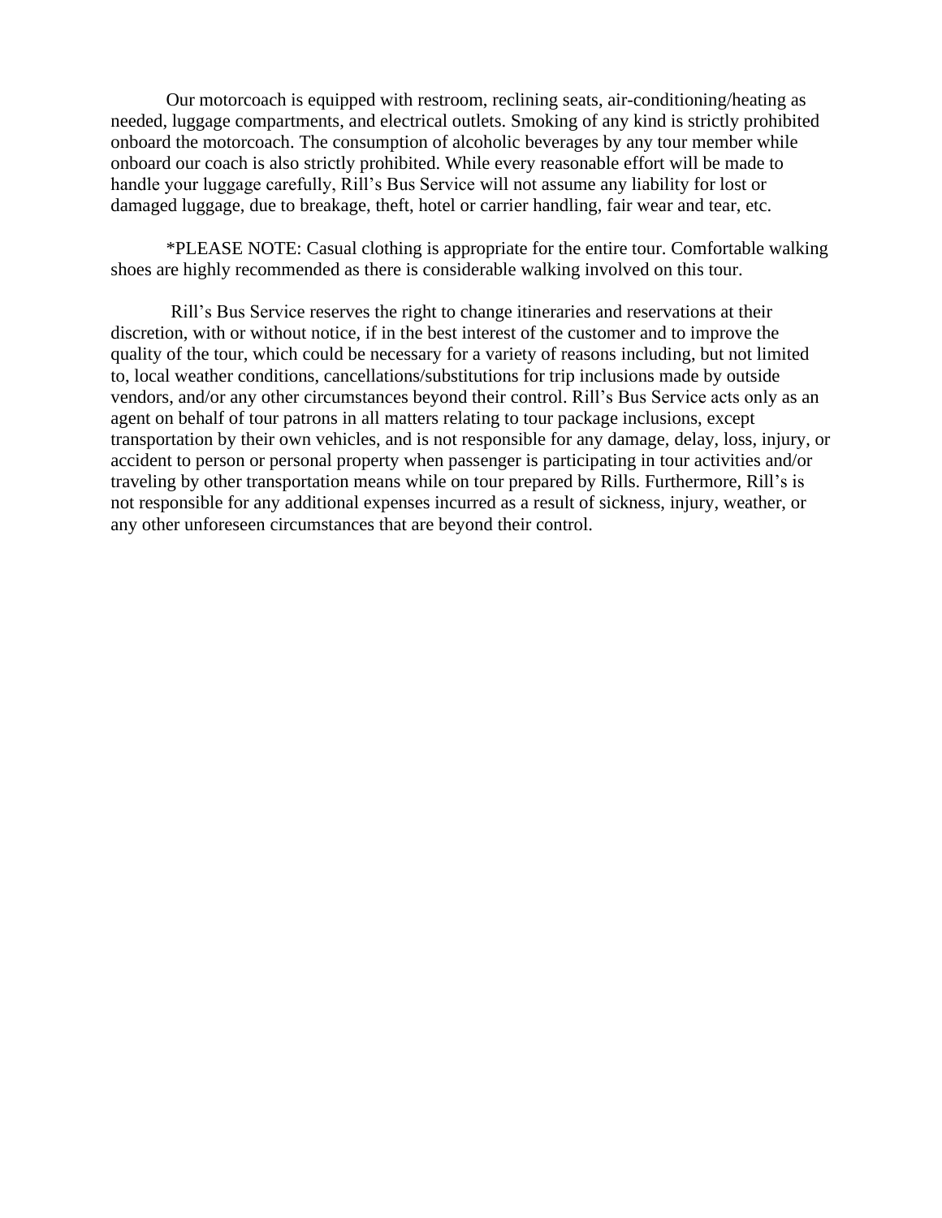Our motorcoach is equipped with restroom, reclining seats, air-conditioning/heating as needed, luggage compartments, and electrical outlets. Smoking of any kind is strictly prohibited onboard the motorcoach. The consumption of alcoholic beverages by any tour member while onboard our coach is also strictly prohibited. While every reasonable effort will be made to handle your luggage carefully, Rill's Bus Service will not assume any liability for lost or damaged luggage, due to breakage, theft, hotel or carrier handling, fair wear and tear, etc.

*PLEASE NOTE: Casual clothing is appropriate for the entire tour. Comfortable walking shoes are highly recommended as there is considerable walking involved on this tour.

Rill's Bus Service reserves the right to change itineraries and reservations at their discretion, with or without notice, if in the best interest of the customer and to improve the quality of the tour, which could be necessary for a variety of reasons including, but not limited to, local weather conditions, cancellations/substitutions for trip inclusions made by outside vendors, and/or any other circumstances beyond their control. Rill's Bus Service acts only as an agent on behalf of tour patrons in all matters relating to tour package inclusions, except transportation by their own vehicles, and is not responsible for any damage, delay, loss, injury, or accident to person or personal property when passenger is participating in tour activities and/or traveling by other transportation means while on tour prepared by Rills. Furthermore, Rill's is not responsible for any additional expenses incurred as a result of sickness, injury, weather, or any other unforeseen circumstances that are beyond their control.